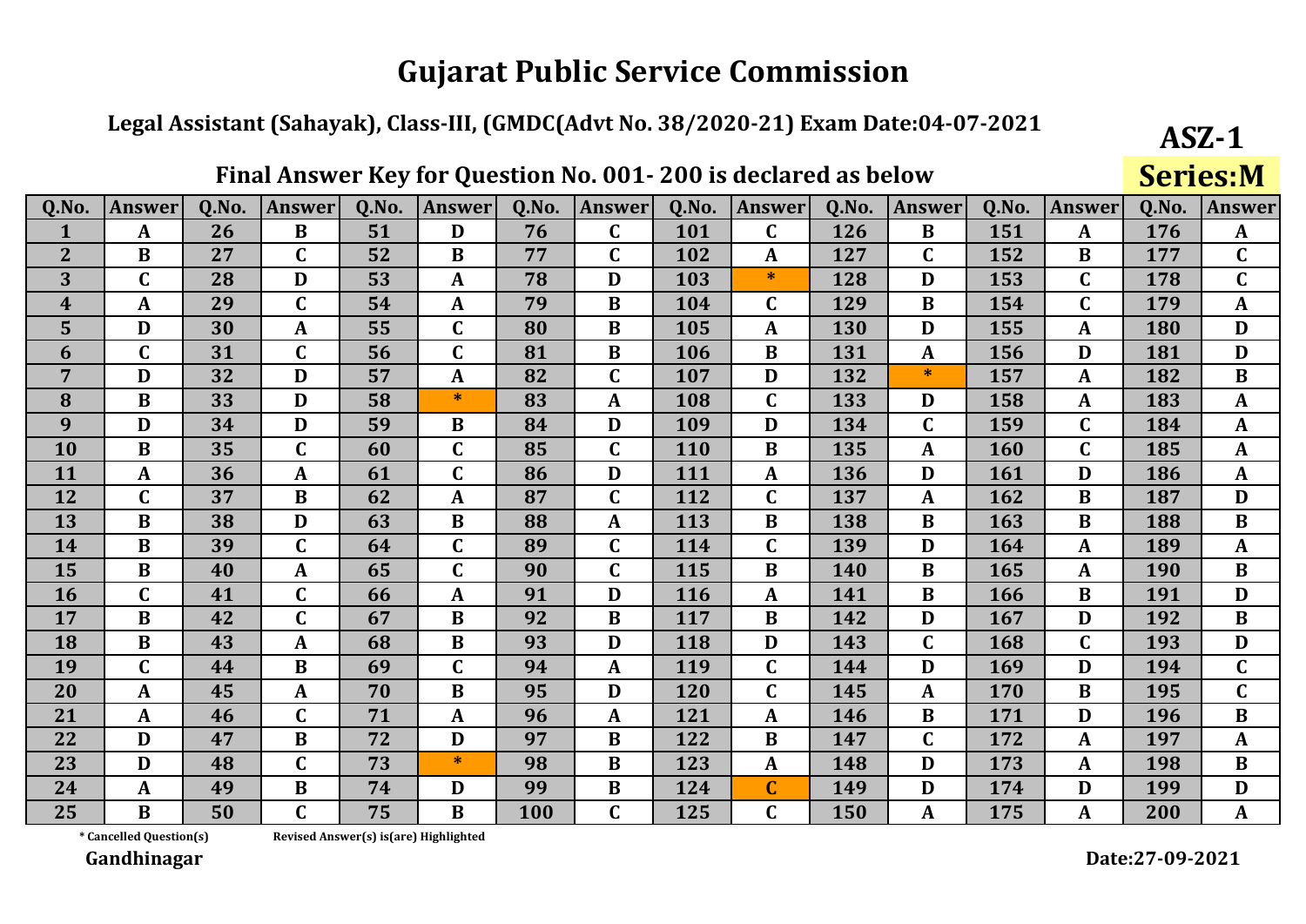# Gujarat Public Service Commission

**Legal Assistant (Sahayak), Class-III, (GMDC(Advt No. 38/2020-21) Exam Date:04-07-2021**

**ASZ-1**

**Final Answer Key for Question No. 001- 200 is declared as below**

**Series:M**

| Q.No. | Answer | Q.No. | Answer | Q.No. | Answer | Q.No. | Answer | Q.No. | Answer | Q.No. | Answer | Q.No. | Answer | Q.No. | Answer |
|---|---|---|---|---|---|---|---|---|---|---|---|---|---|---|---|
| 1 | A | 26 | B | 51 | D | 76 | C | 101 | C | 126 | B | 151 | A | 176 | A |
| 2 | B | 27 | C | 52 | B | 77 | C | 102 | A | 127 | C | 152 | B | 177 | C |
| 3 | C | 28 | D | 53 | A | 78 | D | 103 | * | 128 | D | 153 | C | 178 | C |
| 4 | A | 29 | C | 54 | A | 79 | B | 104 | C | 129 | B | 154 | C | 179 | A |
| 5 | D | 30 | A | 55 | C | 80 | B | 105 | A | 130 | D | 155 | A | 180 | D |
| 6 | C | 31 | C | 56 | C | 81 | B | 106 | B | 131 | A | 156 | D | 181 | D |
| 7 | D | 32 | D | 57 | A | 82 | C | 107 | D | 132 | * | 157 | A | 182 | B |
| 8 | B | 33 | D | 58 | * | 83 | A | 108 | C | 133 | D | 158 | A | 183 | A |
| 9 | D | 34 | D | 59 | B | 84 | D | 109 | D | 134 | C | 159 | C | 184 | A |
| 10 | B | 35 | C | 60 | C | 85 | C | 110 | B | 135 | A | 160 | C | 185 | A |
| 11 | A | 36 | A | 61 | C | 86 | D | 111 | A | 136 | D | 161 | D | 186 | A |
| 12 | C | 37 | B | 62 | A | 87 | C | 112 | C | 137 | A | 162 | B | 187 | D |
| 13 | B | 38 | D | 63 | B | 88 | A | 113 | B | 138 | B | 163 | B | 188 | B |
| 14 | B | 39 | C | 64 | C | 89 | C | 114 | C | 139 | D | 164 | A | 189 | A |
| 15 | B | 40 | A | 65 | C | 90 | C | 115 | B | 140 | B | 165 | A | 190 | B |
| 16 | C | 41 | C | 66 | A | 91 | D | 116 | A | 141 | B | 166 | B | 191 | D |
| 17 | B | 42 | C | 67 | B | 92 | B | 117 | B | 142 | D | 167 | D | 192 | B |
| 18 | B | 43 | A | 68 | B | 93 | D | 118 | D | 143 | C | 168 | C | 193 | D |
| 19 | C | 44 | B | 69 | C | 94 | A | 119 | C | 144 | D | 169 | D | 194 | C |
| 20 | A | 45 | A | 70 | B | 95 | D | 120 | C | 145 | A | 170 | B | 195 | C |
| 21 | A | 46 | C | 71 | A | 96 | A | 121 | A | 146 | B | 171 | D | 196 | B |
| 22 | D | 47 | B | 72 | D | 97 | B | 122 | B | 147 | C | 172 | A | 197 | A |
| 23 | D | 48 | C | 73 | * | 98 | B | 123 | A | 148 | D | 173 | A | 198 | B |
| 24 | A | 49 | B | 74 | D | 99 | B | 124 | C | 149 | D | 174 | D | 199 | D |
| 25 | B | 50 | C | 75 | B | 100 | C | 125 | C | 150 | A | 175 | A | 200 | A |

\* Cancelled Question(s)    Revised Answer(s) is(are) Highlighted

**Gandhinagar**

**Date:27-09-2021**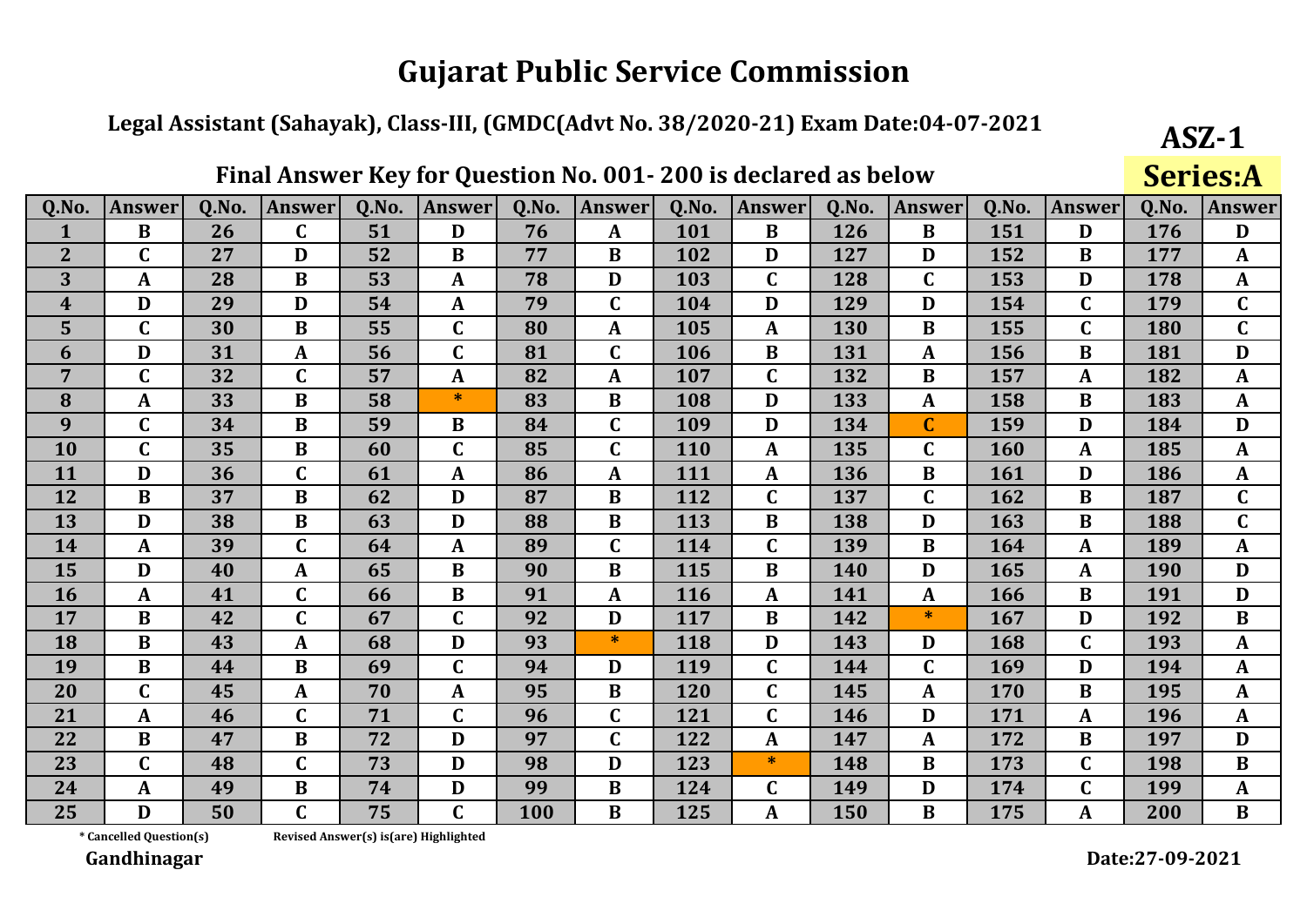# Gujarat Public Service Commission

**Legal Assistant (Sahayak), Class-III, (GMDC(Advt No. 38/2020-21) Exam Date:04-07-2021**

**ASZ-1**

**Final Answer Key for Question No. 001- 200 is declared as below**

**Series:A**

| Q.No. | Answer | Q.No. | Answer | Q.No. | Answer | Q.No. | Answer | Q.No. | Answer | Q.No. | Answer | Q.No. | Answer | Q.No. | Answer |
|---|---|---|---|---|---|---|---|---|---|---|---|---|---|---|---|
| 1 | B | 26 | C | 51 | D | 76 | A | 101 | B | 126 | B | 151 | D | 176 | D |
| 2 | C | 27 | D | 52 | B | 77 | B | 102 | D | 127 | D | 152 | B | 177 | A |
| 3 | A | 28 | B | 53 | A | 78 | D | 103 | C | 128 | C | 153 | D | 178 | A |
| 4 | D | 29 | D | 54 | A | 79 | C | 104 | D | 129 | D | 154 | C | 179 | C |
| 5 | C | 30 | B | 55 | C | 80 | A | 105 | A | 130 | B | 155 | C | 180 | C |
| 6 | D | 31 | A | 56 | C | 81 | C | 106 | B | 131 | A | 156 | B | 181 | D |
| 7 | C | 32 | C | 57 | A | 82 | A | 107 | C | 132 | B | 157 | A | 182 | A |
| 8 | A | 33 | B | 58 | * | 83 | B | 108 | D | 133 | A | 158 | B | 183 | A |
| 9 | C | 34 | B | 59 | B | 84 | C | 109 | D | 134 | C | 159 | D | 184 | D |
| 10 | C | 35 | B | 60 | C | 85 | C | 110 | A | 135 | C | 160 | A | 185 | A |
| 11 | D | 36 | C | 61 | A | 86 | A | 111 | A | 136 | B | 161 | D | 186 | A |
| 12 | B | 37 | B | 62 | D | 87 | B | 112 | C | 137 | C | 162 | B | 187 | C |
| 13 | D | 38 | B | 63 | D | 88 | B | 113 | B | 138 | D | 163 | B | 188 | C |
| 14 | A | 39 | C | 64 | A | 89 | C | 114 | C | 139 | B | 164 | A | 189 | A |
| 15 | D | 40 | A | 65 | B | 90 | B | 115 | B | 140 | D | 165 | A | 190 | D |
| 16 | A | 41 | C | 66 | B | 91 | A | 116 | A | 141 | A | 166 | B | 191 | D |
| 17 | B | 42 | C | 67 | C | 92 | D | 117 | B | 142 | * | 167 | D | 192 | B |
| 18 | B | 43 | A | 68 | D | 93 | * | 118 | D | 143 | D | 168 | C | 193 | A |
| 19 | B | 44 | B | 69 | C | 94 | D | 119 | C | 144 | C | 169 | D | 194 | A |
| 20 | C | 45 | A | 70 | A | 95 | B | 120 | C | 145 | A | 170 | B | 195 | A |
| 21 | A | 46 | C | 71 | C | 96 | C | 121 | C | 146 | D | 171 | A | 196 | A |
| 22 | B | 47 | B | 72 | D | 97 | C | 122 | A | 147 | A | 172 | B | 197 | D |
| 23 | C | 48 | C | 73 | D | 98 | D | 123 | * | 148 | B | 173 | C | 198 | B |
| 24 | A | 49 | B | 74 | D | 99 | B | 124 | C | 149 | D | 174 | C | 199 | A |
| 25 | D | 50 | C | 75 | C | 100 | B | 125 | A | 150 | B | 175 | A | 200 | B |

* Cancelled Question(s)    Revised Answer(s) is(are) Highlighted

**Gandhinagar**

**Date:27-09-2021**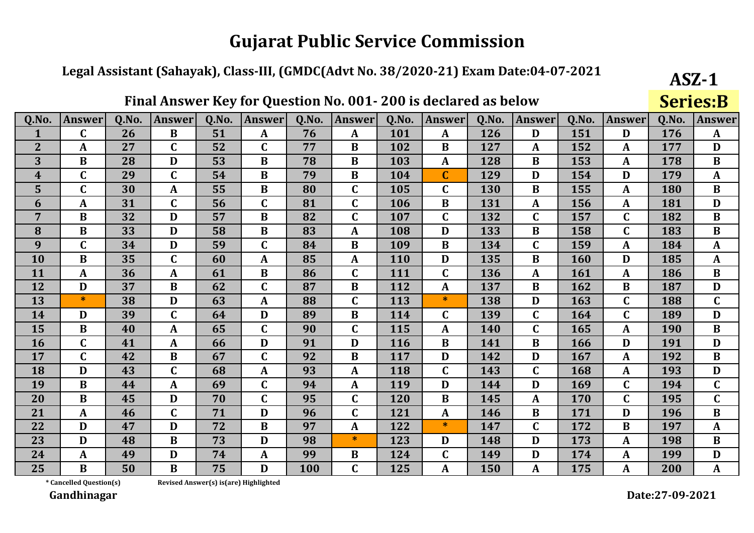# Gujarat Public Service Commission

**Legal Assistant (Sahayak), Class-III, (GMDC(Advt No. 38/2020-21) Exam Date:04-07-2021**

**ASZ-1**

**Series:B**

## Final Answer Key for Question No. 001- 200 is declared as below

| Q.No. | Answer | Q.No. | Answer | Q.No. | Answer | Q.No. | Answer | Q.No. | Answer | Q.No. | Answer | Q.No. | Answer | Q.No. | Answer |
|---|---|---|---|---|---|---|---|---|---|---|---|---|---|---|---|
| 1 | C | 26 | B | 51 | A | 76 | A | 101 | A | 126 | D | 151 | D | 176 | A |
| 2 | A | 27 | C | 52 | C | 77 | B | 102 | B | 127 | A | 152 | A | 177 | D |
| 3 | B | 28 | D | 53 | B | 78 | B | 103 | A | 128 | B | 153 | A | 178 | B |
| 4 | C | 29 | C | 54 | B | 79 | B | 104 | C | 129 | D | 154 | D | 179 | A |
| 5 | C | 30 | A | 55 | B | 80 | C | 105 | C | 130 | B | 155 | A | 180 | B |
| 6 | A | 31 | C | 56 | C | 81 | C | 106 | B | 131 | A | 156 | A | 181 | D |
| 7 | B | 32 | D | 57 | B | 82 | C | 107 | C | 132 | C | 157 | C | 182 | B |
| 8 | B | 33 | D | 58 | B | 83 | A | 108 | D | 133 | B | 158 | C | 183 | B |
| 9 | C | 34 | D | 59 | C | 84 | B | 109 | B | 134 | C | 159 | A | 184 | A |
| 10 | B | 35 | C | 60 | A | 85 | A | 110 | D | 135 | B | 160 | D | 185 | A |
| 11 | A | 36 | A | 61 | B | 86 | C | 111 | C | 136 | A | 161 | A | 186 | B |
| 12 | D | 37 | B | 62 | C | 87 | B | 112 | A | 137 | B | 162 | B | 187 | D |
| 13 | * | 38 | D | 63 | A | 88 | C | 113 | * | 138 | D | 163 | C | 188 | C |
| 14 | D | 39 | C | 64 | D | 89 | B | 114 | C | 139 | C | 164 | C | 189 | D |
| 15 | B | 40 | A | 65 | C | 90 | C | 115 | A | 140 | C | 165 | A | 190 | B |
| 16 | C | 41 | A | 66 | D | 91 | D | 116 | B | 141 | B | 166 | D | 191 | D |
| 17 | C | 42 | B | 67 | C | 92 | B | 117 | D | 142 | D | 167 | A | 192 | B |
| 18 | D | 43 | C | 68 | A | 93 | A | 118 | C | 143 | C | 168 | A | 193 | D |
| 19 | B | 44 | A | 69 | C | 94 | A | 119 | D | 144 | D | 169 | C | 194 | C |
| 20 | B | 45 | D | 70 | C | 95 | C | 120 | B | 145 | A | 170 | C | 195 | C |
| 21 | A | 46 | C | 71 | D | 96 | C | 121 | A | 146 | B | 171 | D | 196 | B |
| 22 | D | 47 | D | 72 | B | 97 | A | 122 | * | 147 | C | 172 | B | 197 | A |
| 23 | D | 48 | B | 73 | D | 98 | * | 123 | D | 148 | D | 173 | A | 198 | B |
| 24 | A | 49 | D | 74 | A | 99 | B | 124 | C | 149 | D | 174 | A | 199 | D |
| 25 | B | 50 | B | 75 | D | 100 | C | 125 | A | 150 | A | 175 | A | 200 | A |

\* Cancelled Question(s)    Revised Answer(s) is(are) Highlighted

**Gandhinagar**

**Date:27-09-2021**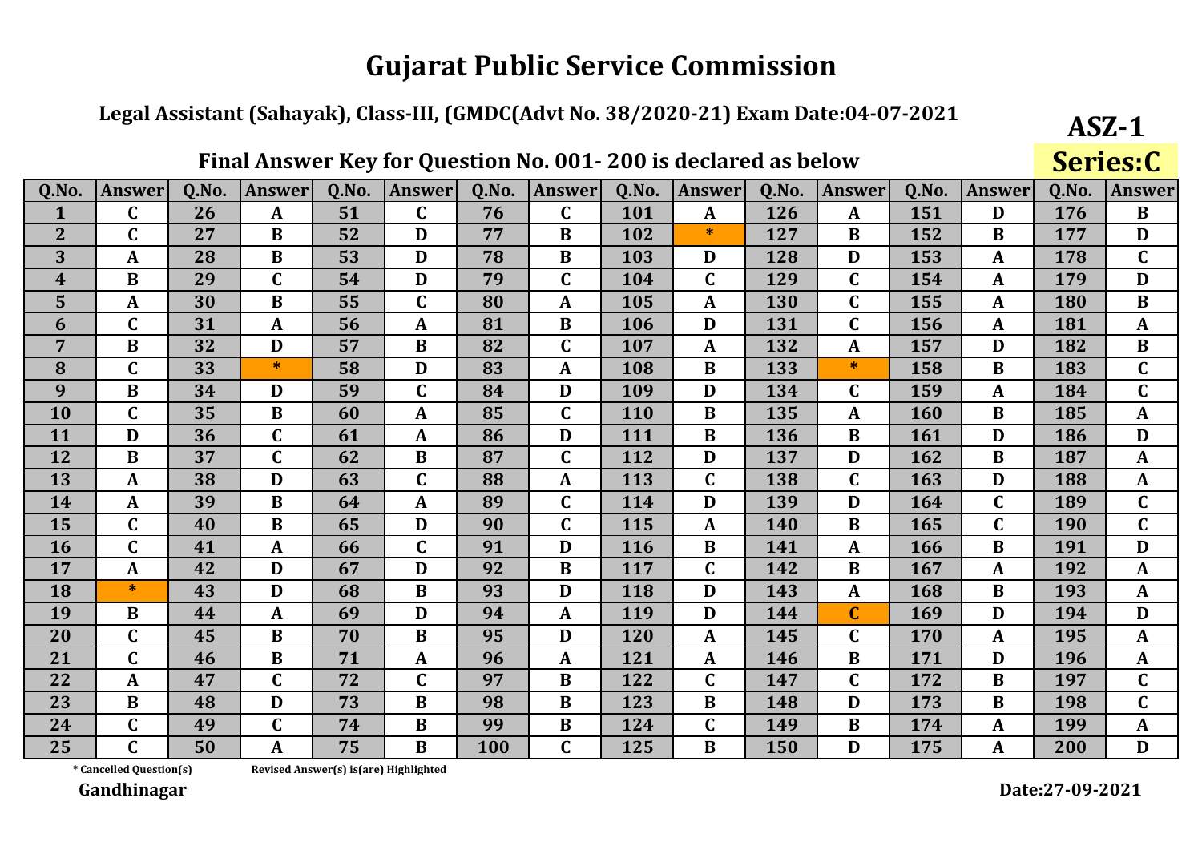# Gujarat Public Service Commission

**Legal Assistant (Sahayak), Class-III, (GMDC(Advt No. 38/2020-21) Exam Date:04-07-2021**

**ASZ-1**

**Series:C**

**Final Answer Key for Question No. 001- 200 is declared as below**

| Q.No. | Answer | Q.No. | Answer | Q.No. | Answer | Q.No. | Answer | Q.No. | Answer | Q.No. | Answer | Q.No. | Answer | Q.No. | Answer |
|---|---|---|---|---|---|---|---|---|---|---|---|---|---|---|---|
| 1 | C | 26 | A | 51 | C | 76 | C | 101 | A | 126 | A | 151 | D | 176 | B |
| 2 | C | 27 | B | 52 | D | 77 | B | 102 | * | 127 | B | 152 | B | 177 | D |
| 3 | A | 28 | B | 53 | D | 78 | B | 103 | D | 128 | D | 153 | A | 178 | C |
| 4 | B | 29 | C | 54 | D | 79 | C | 104 | C | 129 | C | 154 | A | 179 | D |
| 5 | A | 30 | B | 55 | C | 80 | A | 105 | A | 130 | C | 155 | A | 180 | B |
| 6 | C | 31 | A | 56 | A | 81 | B | 106 | D | 131 | C | 156 | A | 181 | A |
| 7 | B | 32 | D | 57 | B | 82 | C | 107 | A | 132 | A | 157 | D | 182 | B |
| 8 | C | 33 | * | 58 | D | 83 | A | 108 | B | 133 | * | 158 | B | 183 | C |
| 9 | B | 34 | D | 59 | C | 84 | D | 109 | D | 134 | C | 159 | A | 184 | C |
| 10 | C | 35 | B | 60 | A | 85 | C | 110 | B | 135 | A | 160 | B | 185 | A |
| 11 | D | 36 | C | 61 | A | 86 | D | 111 | B | 136 | B | 161 | D | 186 | D |
| 12 | B | 37 | C | 62 | B | 87 | C | 112 | D | 137 | D | 162 | B | 187 | A |
| 13 | A | 38 | D | 63 | C | 88 | A | 113 | C | 138 | C | 163 | D | 188 | A |
| 14 | A | 39 | B | 64 | A | 89 | C | 114 | D | 139 | D | 164 | C | 189 | C |
| 15 | C | 40 | B | 65 | D | 90 | C | 115 | A | 140 | B | 165 | C | 190 | C |
| 16 | C | 41 | A | 66 | C | 91 | D | 116 | B | 141 | A | 166 | B | 191 | D |
| 17 | A | 42 | D | 67 | D | 92 | B | 117 | C | 142 | B | 167 | A | 192 | A |
| 18 | * | 43 | D | 68 | B | 93 | D | 118 | D | 143 | A | 168 | B | 193 | A |
| 19 | B | 44 | A | 69 | D | 94 | A | 119 | D | 144 | C | 169 | D | 194 | D |
| 20 | C | 45 | B | 70 | B | 95 | D | 120 | A | 145 | C | 170 | A | 195 | A |
| 21 | C | 46 | B | 71 | A | 96 | A | 121 | A | 146 | B | 171 | D | 196 | A |
| 22 | A | 47 | C | 72 | C | 97 | B | 122 | C | 147 | C | 172 | B | 197 | C |
| 23 | B | 48 | D | 73 | B | 98 | B | 123 | B | 148 | D | 173 | B | 198 | C |
| 24 | C | 49 | C | 74 | B | 99 | B | 124 | C | 149 | B | 174 | A | 199 | A |
| 25 | C | 50 | A | 75 | B | 100 | C | 125 | B | 150 | D | 175 | A | 200 | D |

* Cancelled Question(s)        Revised Answer(s) is(are) Highlighted

**Gandhinagar**

**Date:27-09-2021**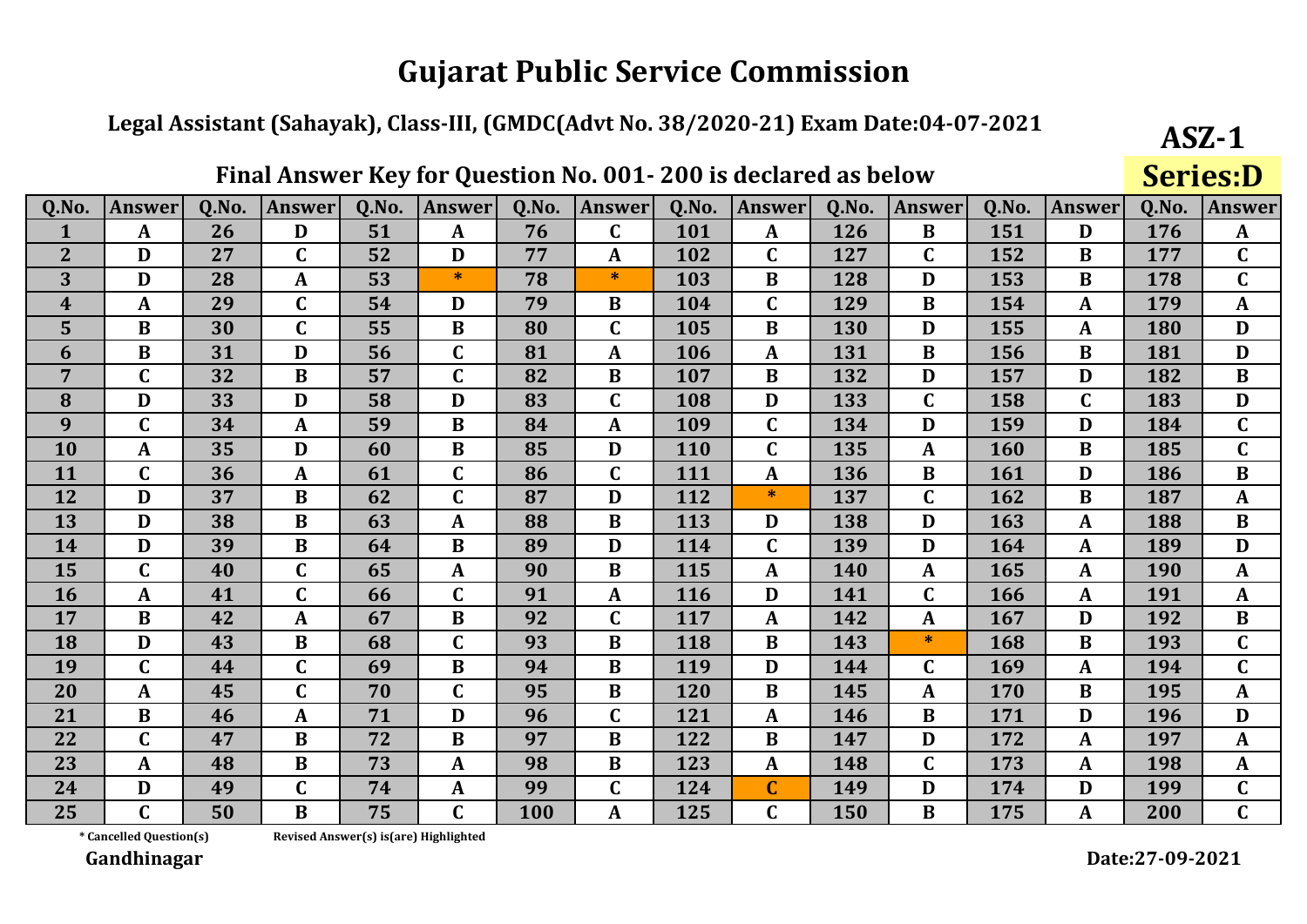# Gujarat Public Service Commission

**Legal Assistant (Sahayak), Class-III, (GMDC(Advt No. 38/2020-21) Exam Date:04-07-2021**

**ASZ-1**

**Series:D**

**Final Answer Key for Question No. 001- 200 is declared as below**

| Q.No. | Answer | Q.No. | Answer | Q.No. | Answer | Q.No. | Answer | Q.No. | Answer | Q.No. | Answer | Q.No. | Answer | Q.No. | Answer |
|---|---|---|---|---|---|---|---|---|---|---|---|---|---|---|---|
| 1 | A | 26 | D | 51 | A | 76 | C | 101 | A | 126 | B | 151 | D | 176 | A |
| 2 | D | 27 | C | 52 | D | 77 | A | 102 | C | 127 | C | 152 | B | 177 | C |
| 3 | D | 28 | A | 53 | * | 78 | * | 103 | B | 128 | D | 153 | B | 178 | C |
| 4 | A | 29 | C | 54 | D | 79 | B | 104 | C | 129 | B | 154 | A | 179 | A |
| 5 | B | 30 | C | 55 | B | 80 | C | 105 | B | 130 | D | 155 | A | 180 | D |
| 6 | B | 31 | D | 56 | C | 81 | A | 106 | A | 131 | B | 156 | B | 181 | D |
| 7 | C | 32 | B | 57 | C | 82 | B | 107 | B | 132 | D | 157 | D | 182 | B |
| 8 | D | 33 | D | 58 | D | 83 | C | 108 | D | 133 | C | 158 | C | 183 | D |
| 9 | C | 34 | A | 59 | B | 84 | A | 109 | C | 134 | D | 159 | D | 184 | C |
| 10 | A | 35 | D | 60 | B | 85 | D | 110 | C | 135 | A | 160 | B | 185 | C |
| 11 | C | 36 | A | 61 | C | 86 | C | 111 | A | 136 | B | 161 | D | 186 | B |
| 12 | D | 37 | B | 62 | C | 87 | D | 112 | * | 137 | C | 162 | B | 187 | A |
| 13 | D | 38 | B | 63 | A | 88 | B | 113 | D | 138 | D | 163 | A | 188 | B |
| 14 | D | 39 | B | 64 | B | 89 | D | 114 | C | 139 | D | 164 | A | 189 | D |
| 15 | C | 40 | C | 65 | A | 90 | B | 115 | A | 140 | A | 165 | A | 190 | A |
| 16 | A | 41 | C | 66 | C | 91 | A | 116 | D | 141 | C | 166 | A | 191 | A |
| 17 | B | 42 | A | 67 | B | 92 | C | 117 | A | 142 | A | 167 | D | 192 | B |
| 18 | D | 43 | B | 68 | C | 93 | B | 118 | B | 143 | * | 168 | B | 193 | C |
| 19 | C | 44 | C | 69 | B | 94 | B | 119 | D | 144 | C | 169 | A | 194 | C |
| 20 | A | 45 | C | 70 | C | 95 | B | 120 | B | 145 | A | 170 | B | 195 | A |
| 21 | B | 46 | A | 71 | D | 96 | C | 121 | A | 146 | B | 171 | D | 196 | D |
| 22 | C | 47 | B | 72 | B | 97 | B | 122 | B | 147 | D | 172 | A | 197 | A |
| 23 | A | 48 | B | 73 | A | 98 | B | 123 | A | 148 | C | 173 | A | 198 | A |
| 24 | D | 49 | C | 74 | A | 99 | C | 124 | C | 149 | D | 174 | D | 199 | C |
| 25 | C | 50 | B | 75 | C | 100 | A | 125 | C | 150 | B | 175 | A | 200 | C |

\* Cancelled Question(s)  Revised Answer(s) is(are) Highlighted

**Gandhinagar**

**Date:27-09-2021**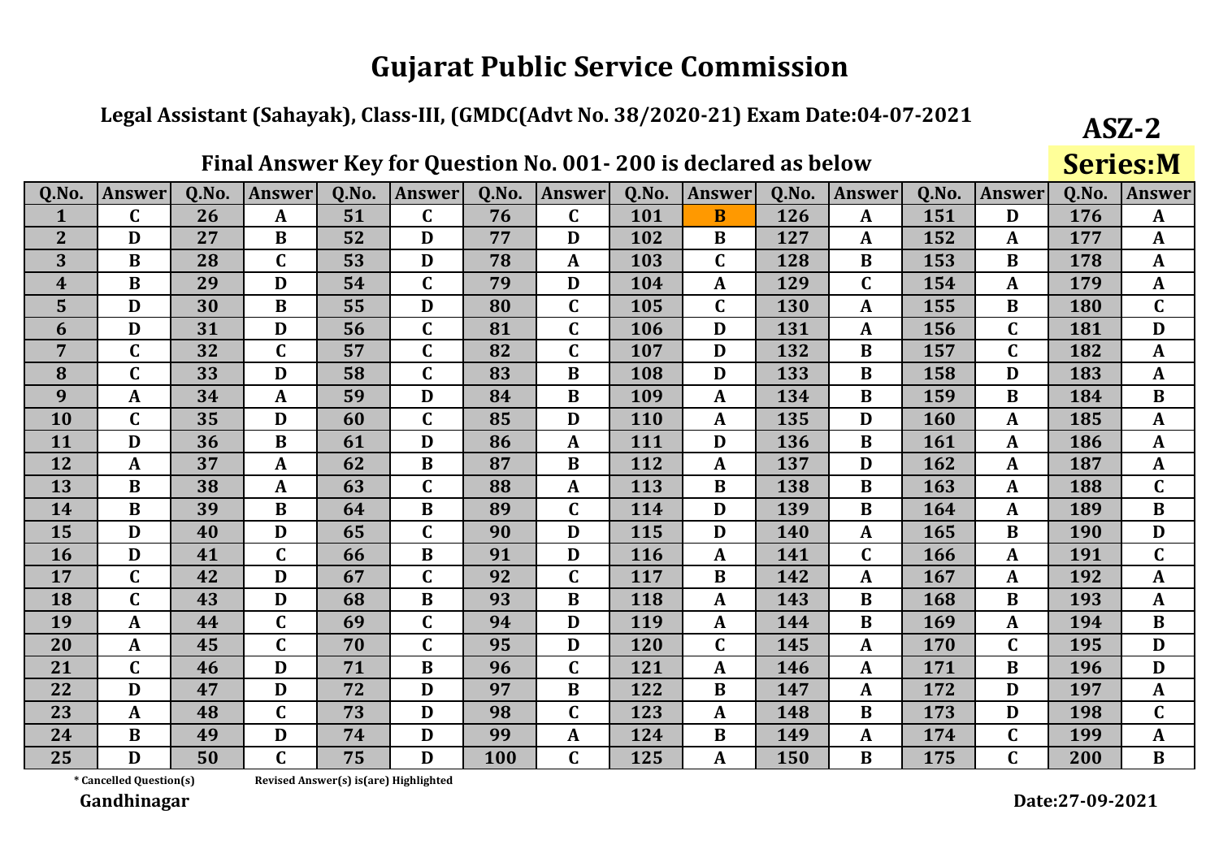# Gujarat Public Service Commission

**Legal Assistant (Sahayak), Class-III, (GMDC(Advt No. 38/2020-21) Exam Date:04-07-2021**

**ASZ-2**

**Final Answer Key for Question No. 001- 200 is declared as below**

**Series:M**

| Q.No. | Answer | Q.No. | Answer | Q.No. | Answer | Q.No. | Answer | Q.No. | Answer | Q.No. | Answer | Q.No. | Answer | Q.No. | Answer |
|---|---|---|---|---|---|---|---|---|---|---|---|---|---|---|---|
| 1 | C | 26 | A | 51 | C | 76 | C | 101 | B | 126 | A | 151 | D | 176 | A |
| 2 | D | 27 | B | 52 | D | 77 | D | 102 | B | 127 | A | 152 | A | 177 | A |
| 3 | B | 28 | C | 53 | D | 78 | A | 103 | C | 128 | B | 153 | B | 178 | A |
| 4 | B | 29 | D | 54 | C | 79 | D | 104 | A | 129 | C | 154 | A | 179 | A |
| 5 | D | 30 | B | 55 | D | 80 | C | 105 | C | 130 | A | 155 | B | 180 | C |
| 6 | D | 31 | D | 56 | C | 81 | C | 106 | D | 131 | A | 156 | C | 181 | D |
| 7 | C | 32 | C | 57 | C | 82 | C | 107 | D | 132 | B | 157 | C | 182 | A |
| 8 | C | 33 | D | 58 | C | 83 | B | 108 | D | 133 | B | 158 | D | 183 | A |
| 9 | A | 34 | A | 59 | D | 84 | B | 109 | A | 134 | B | 159 | B | 184 | B |
| 10 | C | 35 | D | 60 | C | 85 | D | 110 | A | 135 | D | 160 | A | 185 | A |
| 11 | D | 36 | B | 61 | D | 86 | A | 111 | D | 136 | B | 161 | A | 186 | A |
| 12 | A | 37 | A | 62 | B | 87 | B | 112 | A | 137 | D | 162 | A | 187 | A |
| 13 | B | 38 | A | 63 | C | 88 | A | 113 | B | 138 | B | 163 | A | 188 | C |
| 14 | B | 39 | B | 64 | B | 89 | C | 114 | D | 139 | B | 164 | A | 189 | B |
| 15 | D | 40 | D | 65 | C | 90 | D | 115 | D | 140 | A | 165 | B | 190 | D |
| 16 | D | 41 | C | 66 | B | 91 | D | 116 | A | 141 | C | 166 | A | 191 | C |
| 17 | C | 42 | D | 67 | C | 92 | C | 117 | B | 142 | A | 167 | A | 192 | A |
| 18 | C | 43 | D | 68 | B | 93 | B | 118 | A | 143 | B | 168 | B | 193 | A |
| 19 | A | 44 | C | 69 | C | 94 | D | 119 | A | 144 | B | 169 | A | 194 | B |
| 20 | A | 45 | C | 70 | C | 95 | D | 120 | C | 145 | A | 170 | C | 195 | D |
| 21 | C | 46 | D | 71 | B | 96 | C | 121 | A | 146 | A | 171 | B | 196 | D |
| 22 | D | 47 | D | 72 | D | 97 | B | 122 | B | 147 | A | 172 | D | 197 | A |
| 23 | A | 48 | C | 73 | D | 98 | C | 123 | A | 148 | B | 173 | D | 198 | C |
| 24 | B | 49 | D | 74 | D | 99 | A | 124 | B | 149 | A | 174 | C | 199 | A |
| 25 | D | 50 | C | 75 | D | 100 | C | 125 | A | 150 | B | 175 | C | 200 | B |

\* Cancelled Question(s)    Revised Answer(s) is(are) Highlighted

**Gandhinagar**

**Date:27-09-2021**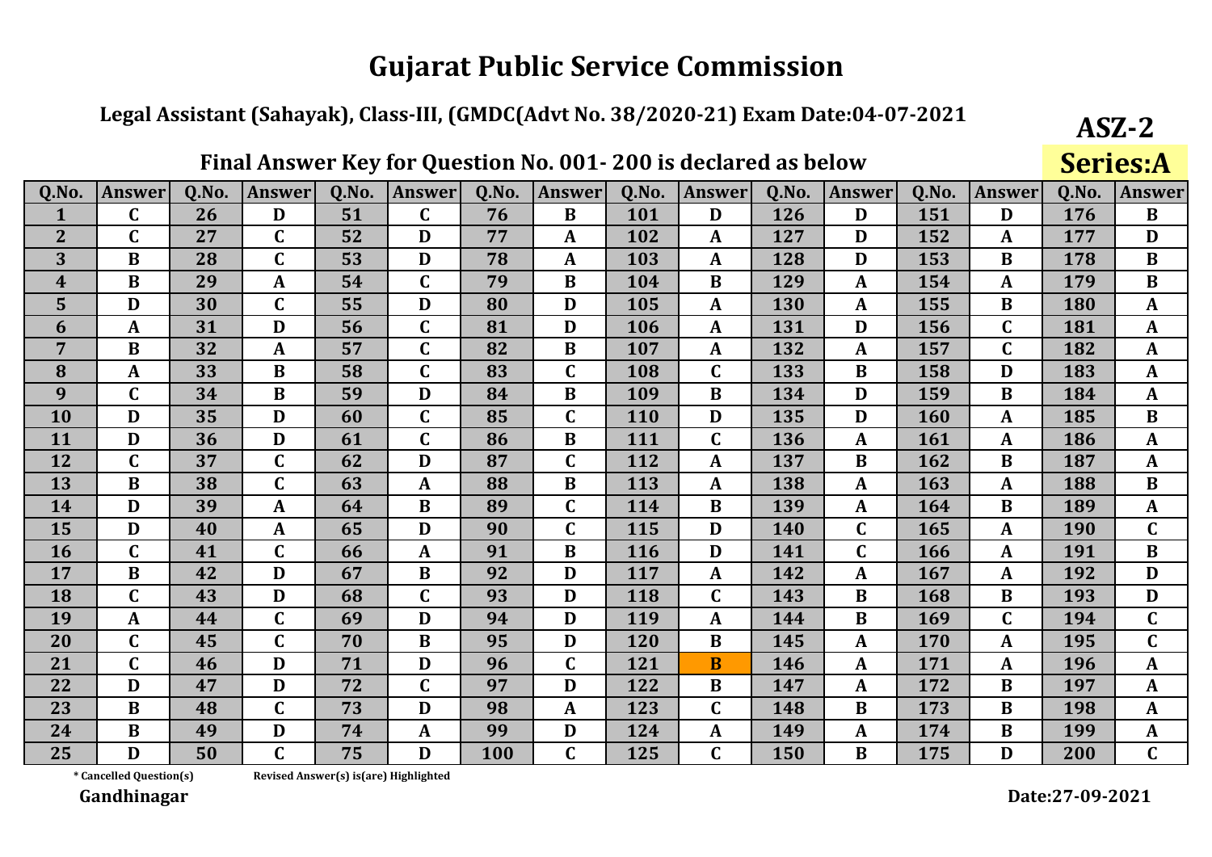# Gujarat Public Service Commission

## Legal Assistant (Sahayak), Class-III, (GMDC(Advt No. 38/2020-21) Exam Date:04-07-2021

**ASZ-2**

### Final Answer Key for Question No. 001- 200 is declared as below

**Series:A**

| Q.No. | Answer | Q.No. | Answer | Q.No. | Answer | Q.No. | Answer | Q.No. | Answer | Q.No. | Answer | Q.No. | Answer | Q.No. | Answer |
|---|---|---|---|---|---|---|---|---|---|---|---|---|---|---|---|
| 1 | C | 26 | D | 51 | C | 76 | B | 101 | D | 126 | D | 151 | D | 176 | B |
| 2 | C | 27 | C | 52 | D | 77 | A | 102 | A | 127 | D | 152 | A | 177 | D |
| 3 | B | 28 | C | 53 | D | 78 | A | 103 | A | 128 | D | 153 | B | 178 | B |
| 4 | B | 29 | A | 54 | C | 79 | B | 104 | B | 129 | A | 154 | A | 179 | B |
| 5 | D | 30 | C | 55 | D | 80 | D | 105 | A | 130 | A | 155 | B | 180 | A |
| 6 | A | 31 | D | 56 | C | 81 | D | 106 | A | 131 | D | 156 | C | 181 | A |
| 7 | B | 32 | A | 57 | C | 82 | B | 107 | A | 132 | A | 157 | C | 182 | A |
| 8 | A | 33 | B | 58 | C | 83 | C | 108 | C | 133 | B | 158 | D | 183 | A |
| 9 | C | 34 | B | 59 | D | 84 | B | 109 | B | 134 | D | 159 | B | 184 | A |
| 10 | D | 35 | D | 60 | C | 85 | C | 110 | D | 135 | D | 160 | A | 185 | B |
| 11 | D | 36 | D | 61 | C | 86 | B | 111 | C | 136 | A | 161 | A | 186 | A |
| 12 | C | 37 | C | 62 | D | 87 | C | 112 | A | 137 | B | 162 | B | 187 | A |
| 13 | B | 38 | C | 63 | A | 88 | B | 113 | A | 138 | A | 163 | A | 188 | B |
| 14 | D | 39 | A | 64 | B | 89 | C | 114 | B | 139 | A | 164 | B | 189 | A |
| 15 | D | 40 | A | 65 | D | 90 | C | 115 | D | 140 | C | 165 | A | 190 | C |
| 16 | C | 41 | C | 66 | A | 91 | B | 116 | D | 141 | C | 166 | A | 191 | B |
| 17 | B | 42 | D | 67 | B | 92 | D | 117 | A | 142 | A | 167 | A | 192 | D |
| 18 | C | 43 | D | 68 | C | 93 | D | 118 | C | 143 | B | 168 | B | 193 | D |
| 19 | A | 44 | C | 69 | D | 94 | D | 119 | A | 144 | B | 169 | C | 194 | C |
| 20 | C | 45 | C | 70 | B | 95 | D | 120 | B | 145 | A | 170 | A | 195 | C |
| 21 | C | 46 | D | 71 | D | 96 | C | 121 | B | 146 | A | 171 | A | 196 | A |
| 22 | D | 47 | D | 72 | C | 97 | D | 122 | B | 147 | A | 172 | B | 197 | A |
| 23 | B | 48 | C | 73 | D | 98 | A | 123 | C | 148 | B | 173 | B | 198 | A |
| 24 | B | 49 | D | 74 | A | 99 | D | 124 | A | 149 | A | 174 | B | 199 | A |
| 25 | D | 50 | C | 75 | D | 100 | C | 125 | C | 150 | B | 175 | D | 200 | C |

\* Cancelled Question(s)    Revised Answer(s) is(are) Highlighted

**Gandhinagar**    **Date:27-09-2021**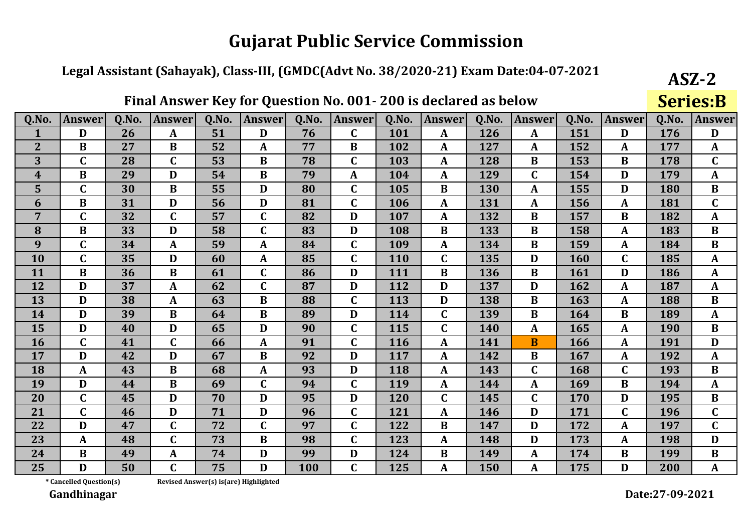# Gujarat Public Service Commission

**Legal Assistant (Sahayak), Class-III, (GMDC(Advt No. 38/2020-21) Exam Date:04-07-2021**

**ASZ-2**

**Final Answer Key for Question No. 001- 200 is declared as below**

**Series:B**

| Q.No. | Answer | Q.No. | Answer | Q.No. | Answer | Q.No. | Answer | Q.No. | Answer | Q.No. | Answer | Q.No. | Answer | Q.No. | Answer |
|---|---|---|---|---|---|---|---|---|---|---|---|---|---|---|---|
| 1 | D | 26 | A | 51 | D | 76 | C | 101 | A | 126 | A | 151 | D | 176 | D |
| 2 | B | 27 | B | 52 | A | 77 | B | 102 | A | 127 | A | 152 | A | 177 | A |
| 3 | C | 28 | C | 53 | B | 78 | C | 103 | A | 128 | B | 153 | B | 178 | C |
| 4 | B | 29 | D | 54 | B | 79 | A | 104 | A | 129 | C | 154 | D | 179 | A |
| 5 | C | 30 | B | 55 | D | 80 | C | 105 | B | 130 | A | 155 | D | 180 | B |
| 6 | B | 31 | D | 56 | D | 81 | C | 106 | A | 131 | A | 156 | A | 181 | C |
| 7 | C | 32 | C | 57 | C | 82 | D | 107 | A | 132 | B | 157 | B | 182 | A |
| 8 | B | 33 | D | 58 | C | 83 | D | 108 | B | 133 | B | 158 | A | 183 | B |
| 9 | C | 34 | A | 59 | A | 84 | C | 109 | A | 134 | B | 159 | A | 184 | B |
| 10 | C | 35 | D | 60 | A | 85 | C | 110 | C | 135 | D | 160 | C | 185 | A |
| 11 | B | 36 | B | 61 | C | 86 | D | 111 | B | 136 | B | 161 | D | 186 | A |
| 12 | D | 37 | A | 62 | C | 87 | D | 112 | D | 137 | D | 162 | A | 187 | A |
| 13 | D | 38 | A | 63 | B | 88 | C | 113 | D | 138 | B | 163 | A | 188 | B |
| 14 | D | 39 | B | 64 | B | 89 | D | 114 | C | 139 | B | 164 | B | 189 | A |
| 15 | D | 40 | D | 65 | D | 90 | C | 115 | C | 140 | A | 165 | A | 190 | B |
| 16 | C | 41 | C | 66 | A | 91 | C | 116 | A | 141 | B | 166 | A | 191 | D |
| 17 | D | 42 | D | 67 | B | 92 | D | 117 | A | 142 | B | 167 | A | 192 | A |
| 18 | A | 43 | B | 68 | A | 93 | D | 118 | A | 143 | C | 168 | C | 193 | B |
| 19 | D | 44 | B | 69 | C | 94 | C | 119 | A | 144 | A | 169 | B | 194 | A |
| 20 | C | 45 | D | 70 | D | 95 | D | 120 | C | 145 | C | 170 | D | 195 | B |
| 21 | C | 46 | D | 71 | D | 96 | C | 121 | A | 146 | D | 171 | C | 196 | C |
| 22 | D | 47 | C | 72 | C | 97 | C | 122 | B | 147 | D | 172 | A | 197 | C |
| 23 | A | 48 | C | 73 | B | 98 | C | 123 | A | 148 | D | 173 | A | 198 | D |
| 24 | B | 49 | A | 74 | D | 99 | D | 124 | B | 149 | A | 174 | B | 199 | B |
| 25 | D | 50 | C | 75 | D | 100 | C | 125 | A | 150 | A | 175 | D | 200 | A |

* Cancelled Question(s)   Revised Answer(s) is(are) Highlighted

**Gandhinagar**

**Date:27-09-2021**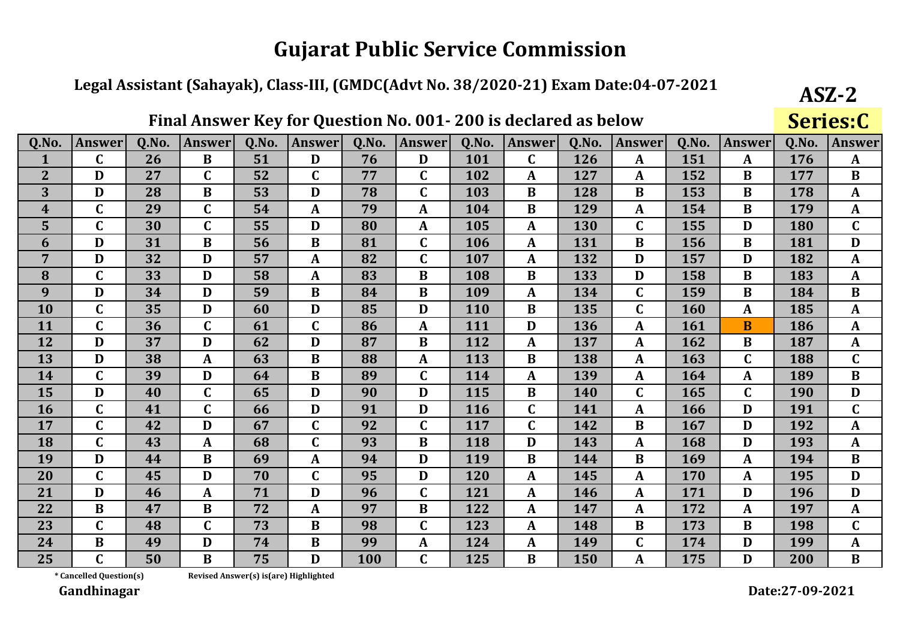# Gujarat Public Service Commission

## Legal Assistant (Sahayak), Class-III, (GMDC(Advt No. 38/2020-21) Exam Date:04-07-2021

**ASZ-2**

### Final Answer Key for Question No. 001- 200 is declared as below

**Series:C**

| Q.No. | Answer | Q.No. | Answer | Q.No. | Answer | Q.No. | Answer | Q.No. | Answer | Q.No. | Answer | Q.No. | Answer | Q.No. | Answer |
|---|---|---|---|---|---|---|---|---|---|---|---|---|---|---|---|
| 1 | C | 26 | B | 51 | D | 76 | D | 101 | C | 126 | A | 151 | A | 176 | A |
| 2 | D | 27 | C | 52 | C | 77 | C | 102 | A | 127 | A | 152 | B | 177 | B |
| 3 | D | 28 | B | 53 | D | 78 | C | 103 | B | 128 | B | 153 | B | 178 | A |
| 4 | C | 29 | C | 54 | A | 79 | A | 104 | B | 129 | A | 154 | B | 179 | A |
| 5 | C | 30 | C | 55 | D | 80 | A | 105 | A | 130 | C | 155 | D | 180 | C |
| 6 | D | 31 | B | 56 | B | 81 | C | 106 | A | 131 | B | 156 | B | 181 | D |
| 7 | D | 32 | D | 57 | A | 82 | C | 107 | A | 132 | D | 157 | D | 182 | A |
| 8 | C | 33 | D | 58 | A | 83 | B | 108 | B | 133 | D | 158 | B | 183 | A |
| 9 | D | 34 | D | 59 | B | 84 | B | 109 | A | 134 | C | 159 | B | 184 | B |
| 10 | C | 35 | D | 60 | D | 85 | D | 110 | B | 135 | C | 160 | A | 185 | A |
| 11 | C | 36 | C | 61 | C | 86 | A | 111 | D | 136 | A | 161 | B | 186 | A |
| 12 | D | 37 | D | 62 | D | 87 | B | 112 | A | 137 | A | 162 | B | 187 | A |
| 13 | D | 38 | A | 63 | B | 88 | A | 113 | B | 138 | A | 163 | C | 188 | C |
| 14 | C | 39 | D | 64 | B | 89 | C | 114 | A | 139 | A | 164 | A | 189 | B |
| 15 | D | 40 | C | 65 | D | 90 | D | 115 | B | 140 | C | 165 | C | 190 | D |
| 16 | C | 41 | C | 66 | D | 91 | D | 116 | C | 141 | A | 166 | D | 191 | C |
| 17 | C | 42 | D | 67 | C | 92 | C | 117 | C | 142 | B | 167 | D | 192 | A |
| 18 | C | 43 | A | 68 | C | 93 | B | 118 | D | 143 | A | 168 | D | 193 | A |
| 19 | D | 44 | B | 69 | A | 94 | D | 119 | B | 144 | B | 169 | A | 194 | B |
| 20 | C | 45 | D | 70 | C | 95 | D | 120 | A | 145 | A | 170 | A | 195 | D |
| 21 | D | 46 | A | 71 | D | 96 | C | 121 | A | 146 | A | 171 | D | 196 | D |
| 22 | B | 47 | B | 72 | A | 97 | B | 122 | A | 147 | A | 172 | A | 197 | A |
| 23 | C | 48 | C | 73 | B | 98 | C | 123 | A | 148 | B | 173 | B | 198 | C |
| 24 | B | 49 | D | 74 | B | 99 | A | 124 | A | 149 | C | 174 | D | 199 | A |
| 25 | C | 50 | B | 75 | D | 100 | C | 125 | B | 150 | A | 175 | D | 200 | B |

\* Cancelled Question(s)    Revised Answer(s) is(are) Highlighted

**Gandhinagar**

**Date:27-09-2021**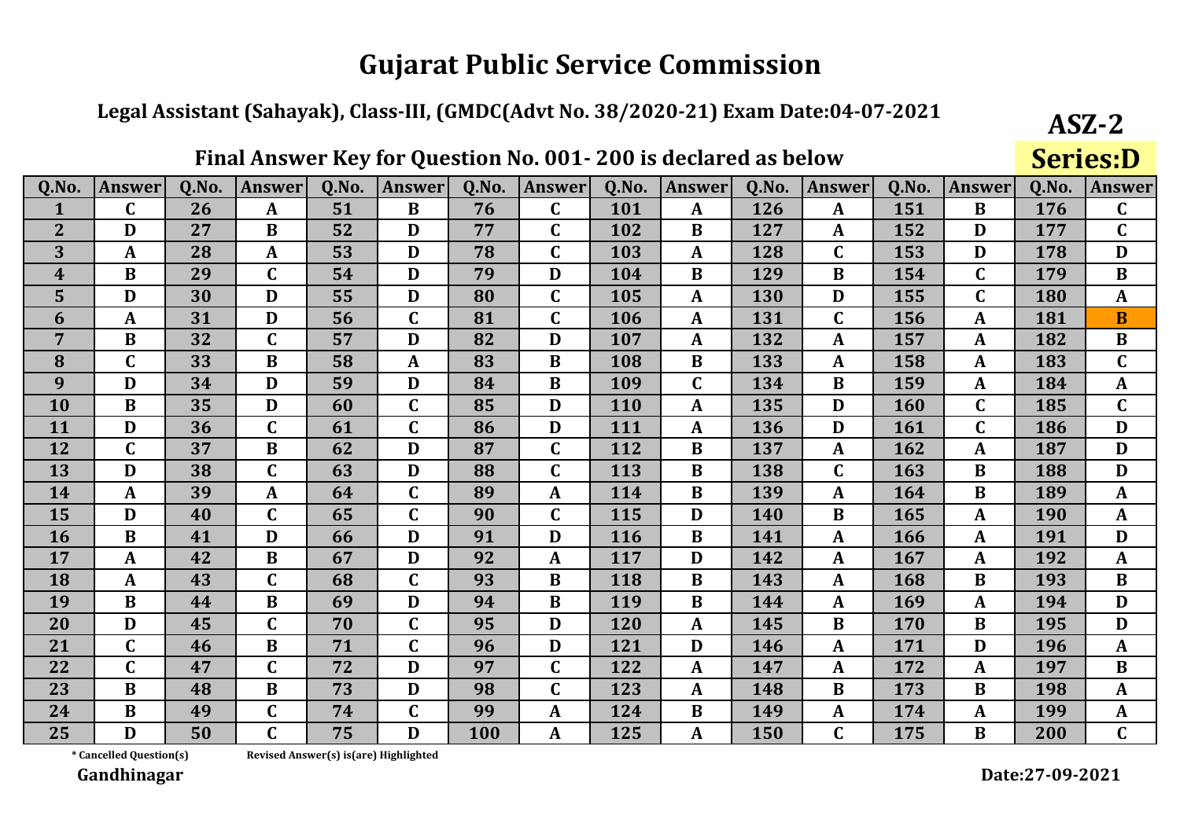# Gujarat Public Service Commission

## Legal Assistant (Sahayak), Class-III, (GMDC(Advt No. 38/2020-21) Exam Date:04-07-2021

**ASZ-2**

### Final Answer Key for Question No. 001- 200 is declared as below

**Series:D**

| Q.No. | Answer | Q.No. | Answer | Q.No. | Answer | Q.No. | Answer | Q.No. | Answer | Q.No. | Answer | Q.No. | Answer | Q.No. | Answer |
|---|---|---|---|---|---|---|---|---|---|---|---|---|---|---|---|
| 1 | C | 26 | A | 51 | B | 76 | C | 101 | A | 126 | A | 151 | B | 176 | C |
| 2 | D | 27 | B | 52 | D | 77 | C | 102 | B | 127 | A | 152 | D | 177 | C |
| 3 | A | 28 | A | 53 | D | 78 | C | 103 | A | 128 | C | 153 | D | 178 | D |
| 4 | B | 29 | C | 54 | D | 79 | D | 104 | B | 129 | B | 154 | C | 179 | B |
| 5 | D | 30 | D | 55 | D | 80 | C | 105 | A | 130 | D | 155 | C | 180 | A |
| 6 | A | 31 | D | 56 | C | 81 | C | 106 | A | 131 | C | 156 | A | 181 | B |
| 7 | B | 32 | C | 57 | D | 82 | D | 107 | A | 132 | A | 157 | A | 182 | B |
| 8 | C | 33 | B | 58 | A | 83 | B | 108 | B | 133 | A | 158 | A | 183 | C |
| 9 | D | 34 | D | 59 | D | 84 | B | 109 | C | 134 | B | 159 | A | 184 | A |
| 10 | B | 35 | D | 60 | C | 85 | D | 110 | A | 135 | D | 160 | C | 185 | C |
| 11 | D | 36 | C | 61 | C | 86 | D | 111 | A | 136 | D | 161 | C | 186 | D |
| 12 | C | 37 | B | 62 | D | 87 | C | 112 | B | 137 | A | 162 | A | 187 | D |
| 13 | D | 38 | C | 63 | D | 88 | C | 113 | B | 138 | C | 163 | B | 188 | D |
| 14 | A | 39 | A | 64 | C | 89 | A | 114 | B | 139 | A | 164 | B | 189 | A |
| 15 | D | 40 | C | 65 | C | 90 | C | 115 | D | 140 | B | 165 | A | 190 | A |
| 16 | B | 41 | D | 66 | D | 91 | D | 116 | B | 141 | A | 166 | A | 191 | D |
| 17 | A | 42 | B | 67 | D | 92 | A | 117 | D | 142 | A | 167 | A | 192 | A |
| 18 | A | 43 | C | 68 | C | 93 | B | 118 | B | 143 | A | 168 | B | 193 | B |
| 19 | B | 44 | B | 69 | D | 94 | B | 119 | B | 144 | A | 169 | A | 194 | D |
| 20 | D | 45 | C | 70 | C | 95 | D | 120 | A | 145 | B | 170 | B | 195 | D |
| 21 | C | 46 | B | 71 | C | 96 | D | 121 | D | 146 | A | 171 | D | 196 | A |
| 22 | C | 47 | C | 72 | D | 97 | C | 122 | A | 147 | A | 172 | A | 197 | B |
| 23 | B | 48 | B | 73 | D | 98 | C | 123 | A | 148 | B | 173 | B | 198 | A |
| 24 | B | 49 | C | 74 | C | 99 | A | 124 | B | 149 | A | 174 | A | 199 | A |
| 25 | D | 50 | C | 75 | D | 100 | A | 125 | A | 150 | C | 175 | B | 200 | C |

* Cancelled Question(s)    Revised Answer(s) is(are) Highlighted

Gandhinagar

Date:27-09-2021